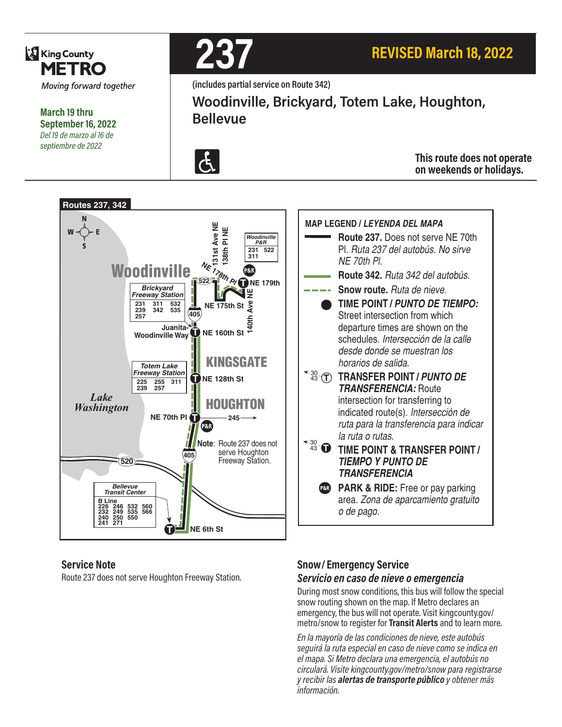King County METRO

*Moving forward together*

**March 19 thru September 16, 2022**

*Del 19 de marzo al 16 de septiembre de 2022*

# 237

## REVISED March 18, 2022

(includes partial service on Route 342)

## Woodinville, Brickyard, Totem Lake, Houghton, Bellevue

**This route does not operate on weekends or holidays.**

### Routes 237, 342

Woodinville

Woodinville P&R: 231, 522, 311

Brickyard Freeway Station: 231, 311, 532, 239, 342, 535, 257

Totem Lake Freeway Station: 225, 255, 311, 239, 257

Bellevue Transit Center: B Line, 226, 246, 532, 560, 232, 249, 535, 566, 240, 250, 550, 241, 271

NE 179th, NE 175th St, NE 160th St, NE 128th St, NE 70th Pl, NE 6th St, Juanita-Woodinville Way, 131st Ave NE, 138th Pl NE, NE 178th Pl, 140th Ave NE

KINGSGATE

HOUGHTON

Lake Washington

**Note**: Route 237 does not serve Houghton Freeway Station.

**MAP LEGEND / *LEYENDA DEL MAPA***

- **Route 237.** Does not serve NE 70th Pl. *Ruta 237 del autobús. No sirve NE 70th Pl.*
- **Route 342.** *Ruta 342 del autobús.*
- **Snow route.** *Ruta de nieve.*
- **TIME POINT / *PUNTO DE TIEMPO:*** Street intersection from which departure times are shown on the schedules. *Intersección de la calle desde donde se muestran los horarios de salida.*
- **TRANSFER POINT / *PUNTO DE TRANSFERENCIA:*** Route intersection for transferring to indicated route(s). *Intersección de ruta para la transferencia para indicar la ruta o rutas.*
- **TIME POINT & TRANSFER POINT / *TIEMPO Y PUNTO DE TRANSFERENCIA***
- **PARK & RIDE:** Free or pay parking area. *Zona de aparcamiento gratuito o de pago.*

### Service Note

Route 237 does not serve Houghton Freeway Station.

### Snow / Emergency Service

### *Servicio en caso de nieve o emergencia*

During most snow conditions, this bus will follow the special snow routing shown on the map. If Metro declares an emergency, the bus will not operate. Visit kingcounty.gov/metro/snow to register for **Transit Alerts** and to learn more.

*En la mayoría de las condiciones de nieve, este autobús seguirá la ruta especial en caso de nieve como se indica en el mapa. Si Metro declara una emergencia, el autobús no circulará. Visite kingcounty.gov/metro/snow para registrarse y recibir las **alertas de transporte público** y obtener más información.*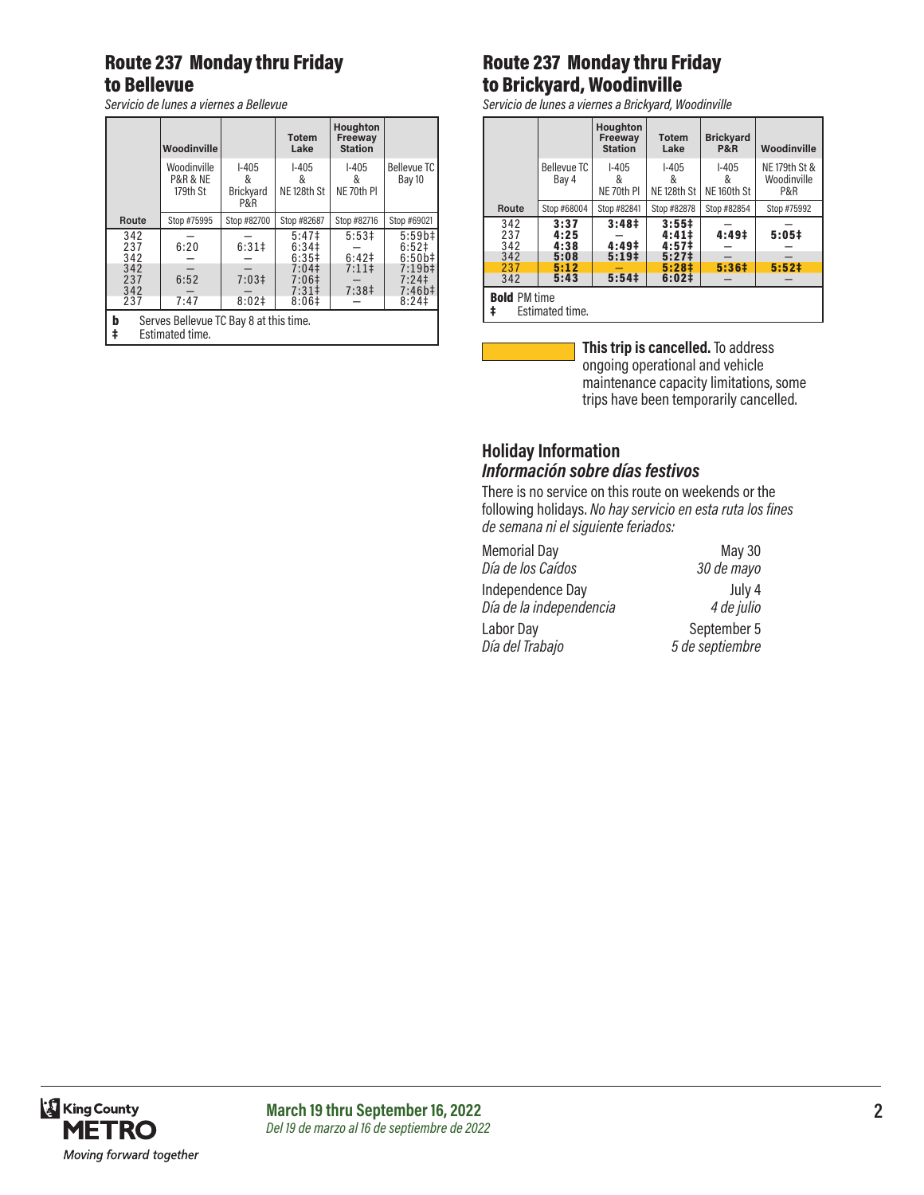## Route 237 Monday thru Friday to Bellevue

*Servicio de lunes a viernes a Bellevue*

| | Woodinville | | Totem Lake | Houghton Freeway Station | |
|---|---|---|---|---|---|
| | Woodinville P&R & NE 179th St | I-405 & Brickyard P&R | I-405 & NE 128th St | I-405 & NE 70th Pl | Bellevue TC Bay 10 |
| Route | Stop #75995 | Stop #82700 | Stop #82687 | Stop #82716 | Stop #69021 |
| 342 | — | — | 5:47‡ | 5:53‡ | 5:59b‡ |
| 237 | 6:20 | 6:31‡ | 6:34‡ | — | 6:52‡ |
| 342 | — | — | 6:35‡ | 6:42‡ | 6:50b‡ |
| 342 | — | — | 7:04‡ | 7:11‡ | 7:19b‡ |
| 237 | 6:52 | 7:03‡ | 7:06‡ | — | 7:24‡ |
| 342 | — | — | 7:31‡ | 7:38‡ | 7:46b‡ |
| 237 | 7:47 | 8:02‡ | 8:06‡ | — | 8:24‡ |

**b** Serves Bellevue TC Bay 8 at this time.
**‡** Estimated time.

## Route 237 Monday thru Friday to Brickyard, Woodinville

*Servicio de lunes a viernes a Brickyard, Woodinville*

| | | Houghton Freeway Station | Totem Lake | Brickyard P&R | Woodinville |
|---|---|---|---|---|---|
| | Bellevue TC Bay 4 | I-405 & NE 70th Pl | I-405 & NE 128th St | I-405 & NE 160th St | NE 179th St & Woodinville P&R |
| Route | Stop #68004 | Stop #82841 | Stop #82878 | Stop #82854 | Stop #75992 |
| 342 | **3:37** | **3:48‡** | **3:55‡** | — | — |
| 237 | **4:25** | — | **4:41‡** | **4:49‡** | **5:05‡** |
| 342 | **4:38** | **4:49‡** | **4:57‡** | — | — |
| 342 | **5:08** | **5:19‡** | **5:27‡** | — | — |
| 237 | **5:12** | — | **5:28‡** | **5:36‡** | **5:52‡** |
| 342 | **5:43** | **5:54‡** | **6:02‡** | — | — |

**Bold** PM time
**‡** Estimated time.

**This trip is cancelled.** To address ongoing operational and vehicle maintenance capacity limitations, some trips have been temporarily cancelled.

## Holiday Information
### *Información sobre días festivos*

There is no service on this route on weekends or the following holidays. *No hay servicio en esta ruta los fines de semana ni el siguiente feriados:*

| | |
|---|---|
| Memorial Day *Día de los Caídos* | May 30 *30 de mayo* |
| Independence Day *Día de la independencia* | July 4 *4 de julio* |
| Labor Day *Día del Trabajo* | September 5 *5 de septiembre* |

**March 19 thru September 16, 2022**
*Del 19 de marzo al 16 de septiembre de 2022*